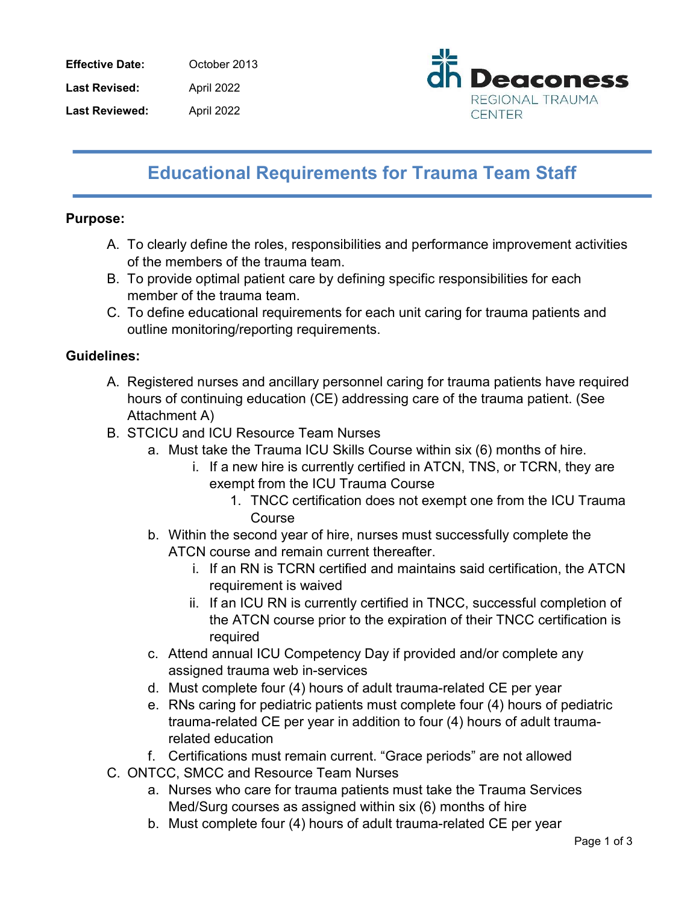**Effective Date:** October 2013

**Last Revised:** April 2022

**Last Reviewed:** April 2022

Deaconess REGIONAL TRAUMA CENTER

# Educational Requirements for Trauma Team Staff

**Purpose:**

A. To clearly define the roles, responsibilities and performance improvement activities of the members of the trauma team.
B. To provide optimal patient care by defining specific responsibilities for each member of the trauma team.
C. To define educational requirements for each unit caring for trauma patients and outline monitoring/reporting requirements.

**Guidelines:**

A. Registered nurses and ancillary personnel caring for trauma patients have required hours of continuing education (CE) addressing care of the trauma patient. (See Attachment A)
B. STCICU and ICU Resource Team Nurses
   a. Must take the Trauma ICU Skills Course within six (6) months of hire.
      i. If a new hire is currently certified in ATCN, TNS, or TCRN, they are exempt from the ICU Trauma Course
         1. TNCC certification does not exempt one from the ICU Trauma Course
   b. Within the second year of hire, nurses must successfully complete the ATCN course and remain current thereafter.
      i. If an RN is TCRN certified and maintains said certification, the ATCN requirement is waived
      ii. If an ICU RN is currently certified in TNCC, successful completion of the ATCN course prior to the expiration of their TNCC certification is required
   c. Attend annual ICU Competency Day if provided and/or complete any assigned trauma web in-services
   d. Must complete four (4) hours of adult trauma-related CE per year
   e. RNs caring for pediatric patients must complete four (4) hours of pediatric trauma-related CE per year in addition to four (4) hours of adult trauma-related education
   f. Certifications must remain current. "Grace periods" are not allowed
C. ONTCC, SMCC and Resource Team Nurses
   a. Nurses who care for trauma patients must take the Trauma Services Med/Surg courses as assigned within six (6) months of hire
   b. Must complete four (4) hours of adult trauma-related CE per year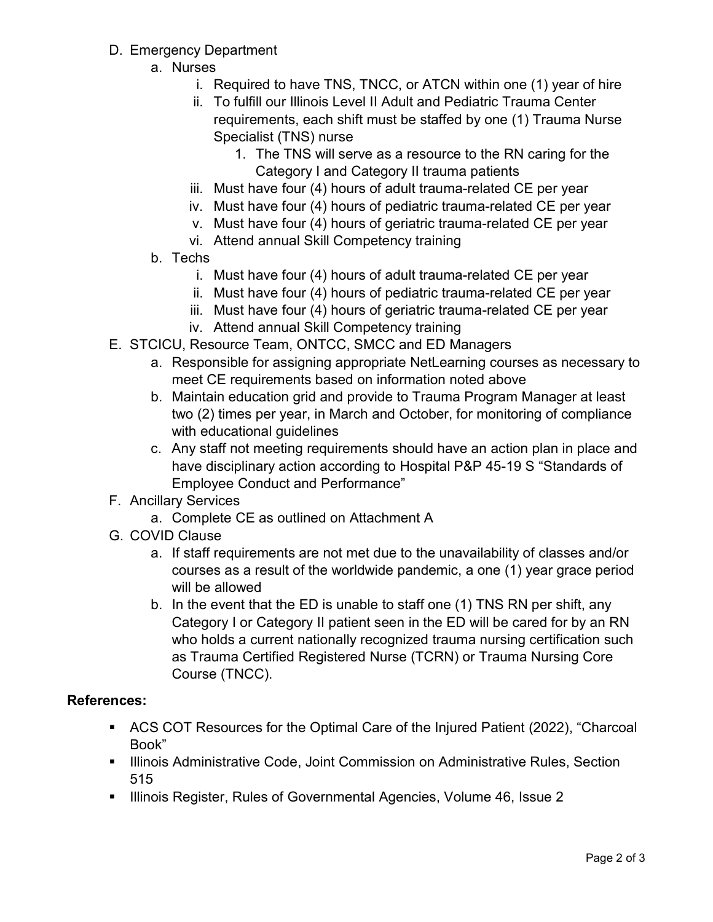D. Emergency Department
   a. Nurses
      i. Required to have TNS, TNCC, or ATCN within one (1) year of hire
      ii. To fulfill our Illinois Level II Adult and Pediatric Trauma Center requirements, each shift must be staffed by one (1) Trauma Nurse Specialist (TNS) nurse
         1. The TNS will serve as a resource to the RN caring for the Category I and Category II trauma patients
      iii. Must have four (4) hours of adult trauma-related CE per year
      iv. Must have four (4) hours of pediatric trauma-related CE per year
      v. Must have four (4) hours of geriatric trauma-related CE per year
      vi. Attend annual Skill Competency training
   b. Techs
      i. Must have four (4) hours of adult trauma-related CE per year
      ii. Must have four (4) hours of pediatric trauma-related CE per year
      iii. Must have four (4) hours of geriatric trauma-related CE per year
      iv. Attend annual Skill Competency training

E. STCICU, Resource Team, ONTCC, SMCC and ED Managers
   a. Responsible for assigning appropriate NetLearning courses as necessary to meet CE requirements based on information noted above
   b. Maintain education grid and provide to Trauma Program Manager at least two (2) times per year, in March and October, for monitoring of compliance with educational guidelines
   c. Any staff not meeting requirements should have an action plan in place and have disciplinary action according to Hospital P&P 45-19 S "Standards of Employee Conduct and Performance"

F. Ancillary Services
   a. Complete CE as outlined on Attachment A

G. COVID Clause
   a. If staff requirements are not met due to the unavailability of classes and/or courses as a result of the worldwide pandemic, a one (1) year grace period will be allowed
   b. In the event that the ED is unable to staff one (1) TNS RN per shift, any Category I or Category II patient seen in the ED will be cared for by an RN who holds a current nationally recognized trauma nursing certification such as Trauma Certified Registered Nurse (TCRN) or Trauma Nursing Core Course (TNCC).

**References:**

- ACS COT Resources for the Optimal Care of the Injured Patient (2022), "Charcoal Book"
- Illinois Administrative Code, Joint Commission on Administrative Rules, Section 515
- Illinois Register, Rules of Governmental Agencies, Volume 46, Issue 2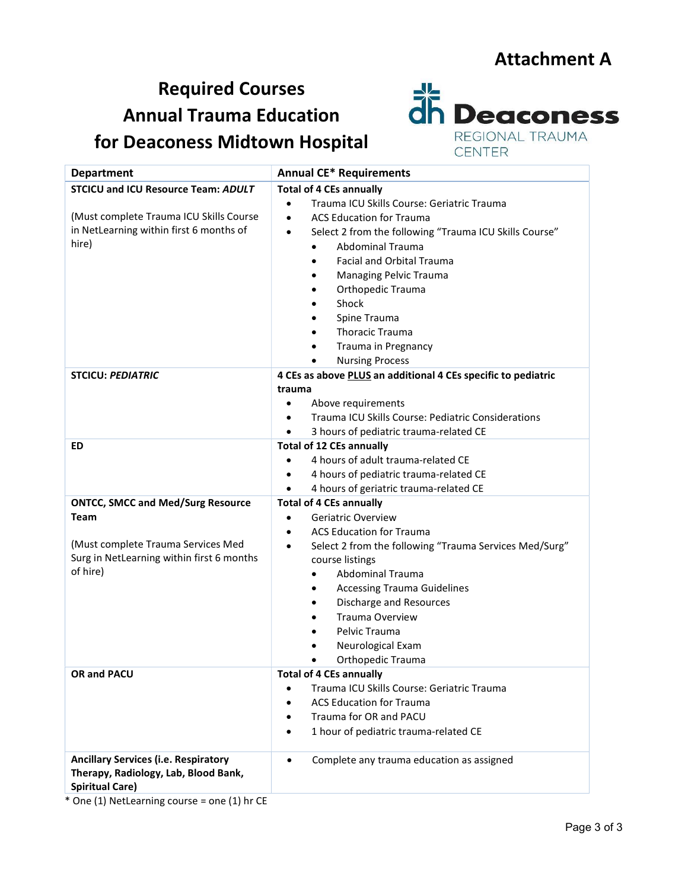# Attachment A

## Required Courses
## Annual Trauma Education
## for Deaconess Midtown Hospital

Deaconess
REGIONAL TRAUMA CENTER

| Department | Annual CE* Requirements |
|---|---|
| **STCICU and ICU Resource Team: *ADULT***<br><br>(Must complete Trauma ICU Skills Course in NetLearning within first 6 months of hire) | **Total of 4 CEs annually**<br>• Trauma ICU Skills Course: Geriatric Trauma<br>• ACS Education for Trauma<br>• Select 2 from the following "Trauma ICU Skills Course"<br>&nbsp;&nbsp;&nbsp;&nbsp;• Abdominal Trauma<br>&nbsp;&nbsp;&nbsp;&nbsp;• Facial and Orbital Trauma<br>&nbsp;&nbsp;&nbsp;&nbsp;• Managing Pelvic Trauma<br>&nbsp;&nbsp;&nbsp;&nbsp;• Orthopedic Trauma<br>&nbsp;&nbsp;&nbsp;&nbsp;• Shock<br>&nbsp;&nbsp;&nbsp;&nbsp;• Spine Trauma<br>&nbsp;&nbsp;&nbsp;&nbsp;• Thoracic Trauma<br>&nbsp;&nbsp;&nbsp;&nbsp;• Trauma in Pregnancy<br>&nbsp;&nbsp;&nbsp;&nbsp;• Nursing Process |
| **STCICU: *PEDIATRIC*** | **4 CEs as above <u>PLUS</u> an additional 4 CEs specific to pediatric trauma**<br>• Above requirements<br>• Trauma ICU Skills Course: Pediatric Considerations<br>• 3 hours of pediatric trauma-related CE |
| **ED** | **Total of 12 CEs annually**<br>• 4 hours of adult trauma-related CE<br>• 4 hours of pediatric trauma-related CE<br>• 4 hours of geriatric trauma-related CE |
| **ONTCC, SMCC and Med/Surg Resource Team**<br><br>(Must complete Trauma Services Med Surg in NetLearning within first 6 months of hire) | **Total of 4 CEs annually**<br>• Geriatric Overview<br>• ACS Education for Trauma<br>• Select 2 from the following "Trauma Services Med/Surg" course listings<br>&nbsp;&nbsp;&nbsp;&nbsp;• Abdominal Trauma<br>&nbsp;&nbsp;&nbsp;&nbsp;• Accessing Trauma Guidelines<br>&nbsp;&nbsp;&nbsp;&nbsp;• Discharge and Resources<br>&nbsp;&nbsp;&nbsp;&nbsp;• Trauma Overview<br>&nbsp;&nbsp;&nbsp;&nbsp;• Pelvic Trauma<br>&nbsp;&nbsp;&nbsp;&nbsp;• Neurological Exam<br>&nbsp;&nbsp;&nbsp;&nbsp;• Orthopedic Trauma |
| **OR and PACU** | **Total of 4 CEs annually**<br>• Trauma ICU Skills Course: Geriatric Trauma<br>• ACS Education for Trauma<br>• Trauma for OR and PACU<br>• 1 hour of pediatric trauma-related CE |
| **Ancillary Services (i.e. Respiratory Therapy, Radiology, Lab, Blood Bank, Spiritual Care)** | • Complete any trauma education as assigned |

\* One (1) NetLearning course = one (1) hr CE